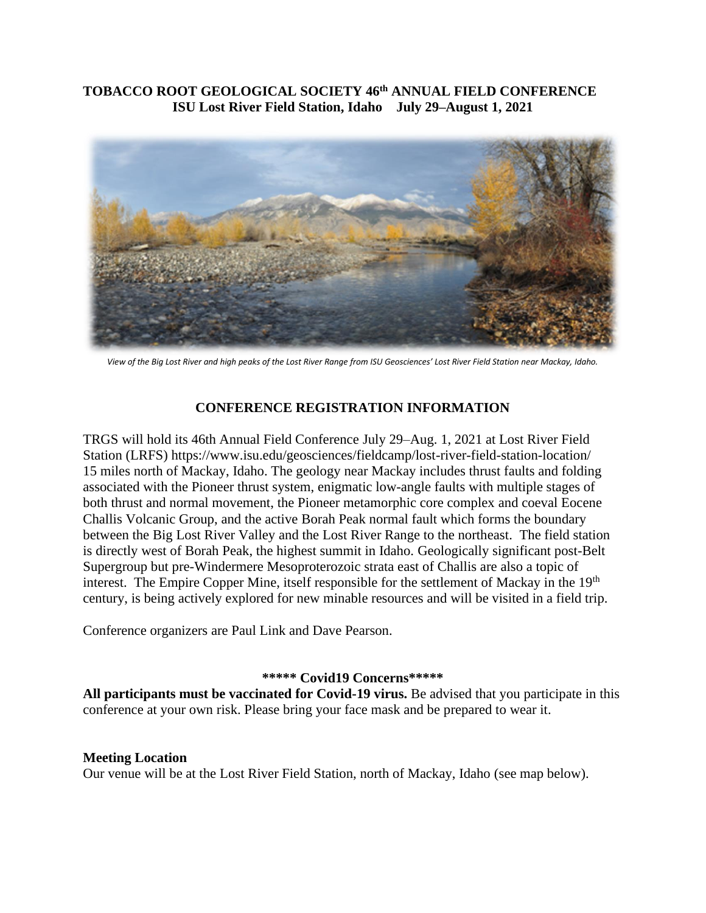# TOBACCO ROOT GEOLOGICAL SOCIETY 46th ANNUAL FIELD CONFERENCE
## ISU Lost River Field Station, Idaho July 29–August 1, 2021

*View of the Big Lost River and high peaks of the Lost River Range from ISU Geosciences' Lost River Field Station near Mackay, Idaho.*

## CONFERENCE REGISTRATION INFORMATION

TRGS will hold its 46th Annual Field Conference July 29–Aug. 1, 2021 at Lost River Field Station (LRFS) https://www.isu.edu/geosciences/fieldcamp/lost-river-field-station-location/ 15 miles north of Mackay, Idaho. The geology near Mackay includes thrust faults and folding associated with the Pioneer thrust system, enigmatic low-angle faults with multiple stages of both thrust and normal movement, the Pioneer metamorphic core complex and coeval Eocene Challis Volcanic Group, and the active Borah Peak normal fault which forms the boundary between the Big Lost River Valley and the Lost River Range to the northeast. The field station is directly west of Borah Peak, the highest summit in Idaho. Geologically significant post-Belt Supergroup but pre-Windermere Mesoproterozoic strata east of Challis are also a topic of interest. The Empire Copper Mine, itself responsible for the settlement of Mackay in the 19th century, is being actively explored for new minable resources and will be visited in a field trip.

Conference organizers are Paul Link and Dave Pearson.

**\*\*\*\*\* Covid19 Concerns\*\*\*\*\***

**All participants must be vaccinated for Covid-19 virus.** Be advised that you participate in this conference at your own risk. Please bring your face mask and be prepared to wear it.

**Meeting Location**

Our venue will be at the Lost River Field Station, north of Mackay, Idaho (see map below).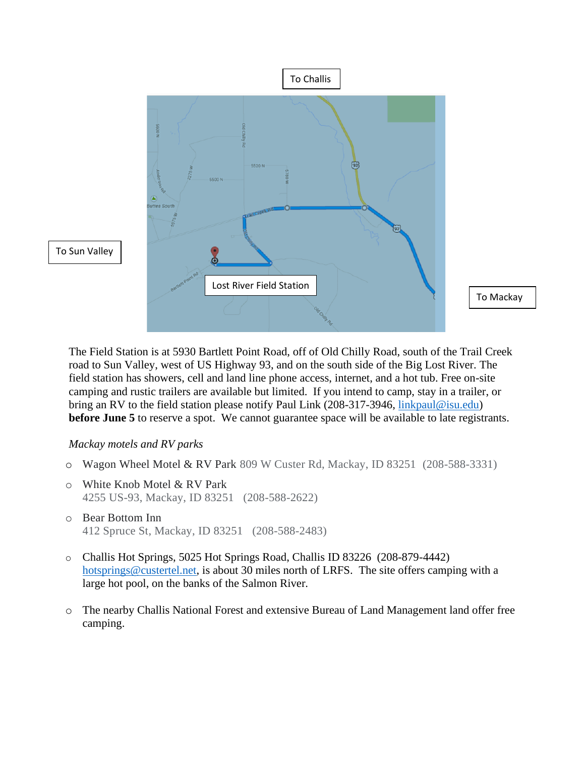To Challis

To Sun Valley

Lost River Field Station

To Mackay

The Field Station is at 5930 Bartlett Point Road, off of Old Chilly Road, south of the Trail Creek road to Sun Valley, west of US Highway 93, and on the south side of the Big Lost River. The field station has showers, cell and land line phone access, internet, and a hot tub. Free on-site camping and rustic trailers are available but limited. If you intend to camp, stay in a trailer, or bring an RV to the field station please notify Paul Link (208-317-3946, linkpaul@isu.edu) **before June 5** to reserve a spot. We cannot guarantee space will be available to late registrants.

*Mackay motels and RV parks*

- Wagon Wheel Motel & RV Park 809 W Custer Rd, Mackay, ID 83251 (208-588-3331)
- White Knob Motel & RV Park
  4255 US-93, Mackay, ID 83251 (208-588-2622)
- Bear Bottom Inn
  412 Spruce St, Mackay, ID 83251 (208-588-2483)
- Challis Hot Springs, 5025 Hot Springs Road, Challis ID 83226 (208-879-4442) hotsprings@custertel.net, is about 30 miles north of LRFS. The site offers camping with a large hot pool, on the banks of the Salmon River.
- The nearby Challis National Forest and extensive Bureau of Land Management land offer free camping.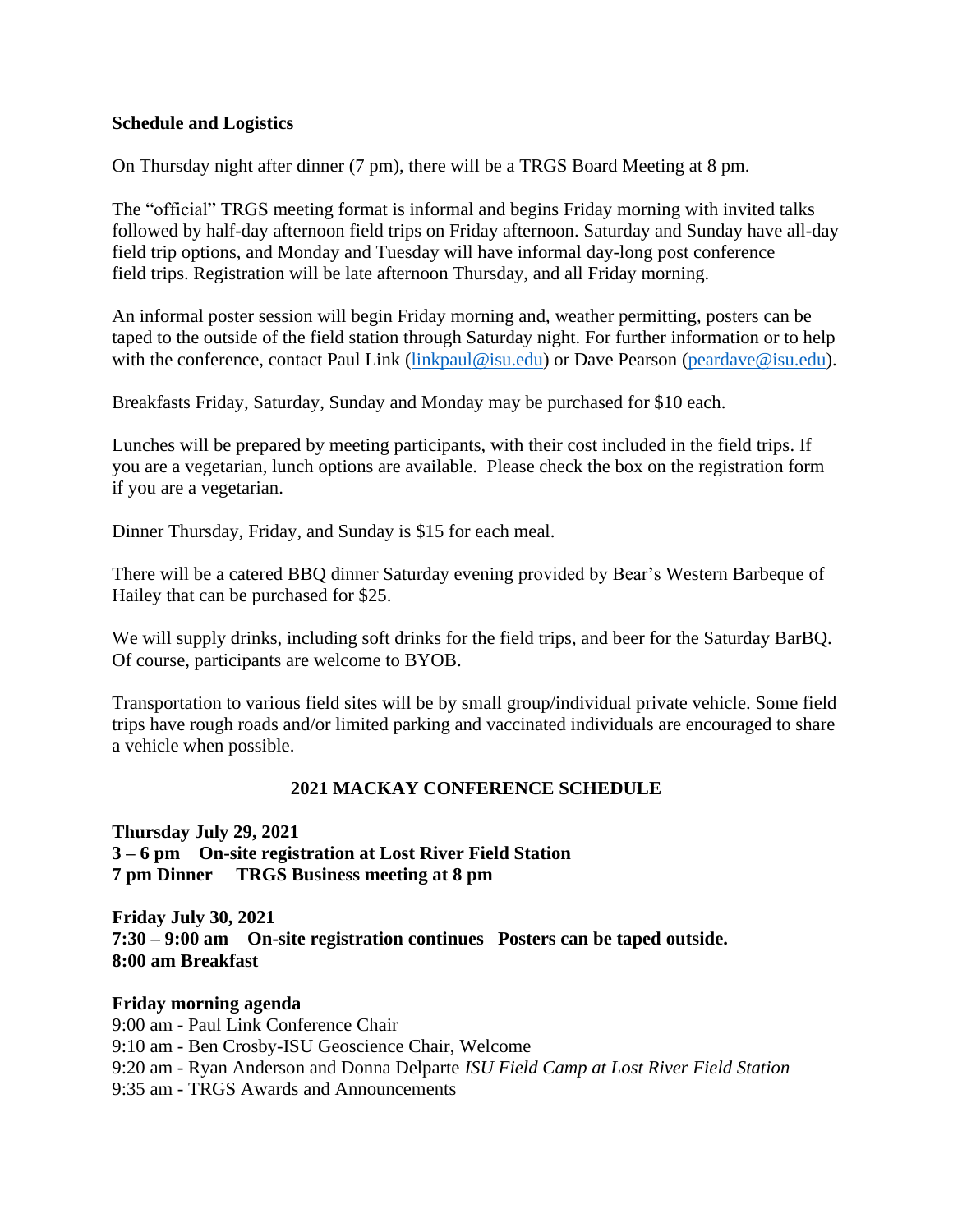**Schedule and Logistics**

On Thursday night after dinner (7 pm), there will be a TRGS Board Meeting at 8 pm.

The "official" TRGS meeting format is informal and begins Friday morning with invited talks followed by half-day afternoon field trips on Friday afternoon. Saturday and Sunday have all-day field trip options, and Monday and Tuesday will have informal day-long post conference field trips. Registration will be late afternoon Thursday, and all Friday morning.

An informal poster session will begin Friday morning and, weather permitting, posters can be taped to the outside of the field station through Saturday night. For further information or to help with the conference, contact Paul Link (linkpaul@isu.edu) or Dave Pearson (peardave@isu.edu).

Breakfasts Friday, Saturday, Sunday and Monday may be purchased for $10 each.

Lunches will be prepared by meeting participants, with their cost included in the field trips. If you are a vegetarian, lunch options are available. Please check the box on the registration form if you are a vegetarian.

Dinner Thursday, Friday, and Sunday is $15 for each meal.

There will be a catered BBQ dinner Saturday evening provided by Bear's Western Barbeque of Hailey that can be purchased for $25.

We will supply drinks, including soft drinks for the field trips, and beer for the Saturday BarBQ. Of course, participants are welcome to BYOB.

Transportation to various field sites will be by small group/individual private vehicle. Some field trips have rough roads and/or limited parking and vaccinated individuals are encouraged to share a vehicle when possible.

## 2021 MACKAY CONFERENCE SCHEDULE

**Thursday July 29, 2021**
**3 – 6 pm On-site registration at Lost River Field Station**
**7 pm Dinner TRGS Business meeting at 8 pm**

**Friday July 30, 2021**
**7:30 – 9:00 am On-site registration continues Posters can be taped outside.**
**8:00 am Breakfast**

**Friday morning agenda**
9:00 am - Paul Link Conference Chair
9:10 am - Ben Crosby-ISU Geoscience Chair, Welcome
9:20 am - Ryan Anderson and Donna Delparte *ISU Field Camp at Lost River Field Station*
9:35 am - TRGS Awards and Announcements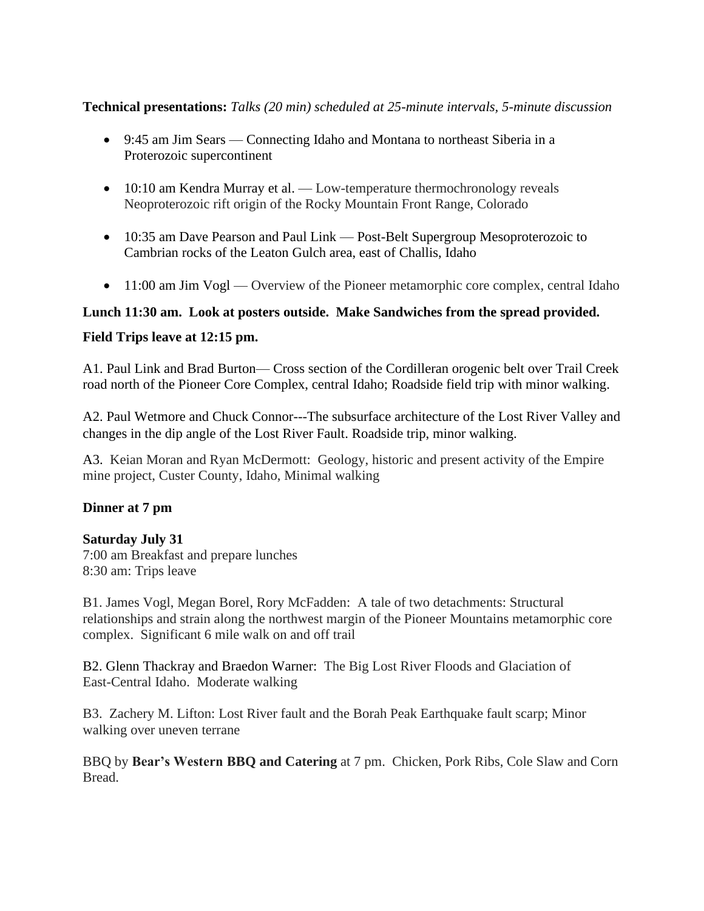**Technical presentations:** *Talks (20 min) scheduled at 25-minute intervals, 5-minute discussion*

- 9:45 am Jim Sears — Connecting Idaho and Montana to northeast Siberia in a Proterozoic supercontinent
- 10:10 am Kendra Murray et al. — Low-temperature thermochronology reveals Neoproterozoic rift origin of the Rocky Mountain Front Range, Colorado
- 10:35 am Dave Pearson and Paul Link — Post-Belt Supergroup Mesoproterozoic to Cambrian rocks of the Leaton Gulch area, east of Challis, Idaho
- 11:00 am Jim Vogl — Overview of the Pioneer metamorphic core complex, central Idaho

**Lunch 11:30 am. Look at posters outside. Make Sandwiches from the spread provided.**

**Field Trips leave at 12:15 pm.**

A1. Paul Link and Brad Burton— Cross section of the Cordilleran orogenic belt over Trail Creek road north of the Pioneer Core Complex, central Idaho; Roadside field trip with minor walking.

A2. Paul Wetmore and Chuck Connor---The subsurface architecture of the Lost River Valley and changes in the dip angle of the Lost River Fault. Roadside trip, minor walking.

A3. Keian Moran and Ryan McDermott: Geology, historic and present activity of the Empire mine project, Custer County, Idaho, Minimal walking

**Dinner at 7 pm**

**Saturday July 31**
7:00 am Breakfast and prepare lunches
8:30 am: Trips leave

B1. James Vogl, Megan Borel, Rory McFadden: A tale of two detachments: Structural relationships and strain along the northwest margin of the Pioneer Mountains metamorphic core complex. Significant 6 mile walk on and off trail

B2. Glenn Thackray and Braedon Warner: The Big Lost River Floods and Glaciation of East-Central Idaho. Moderate walking

B3. Zachery M. Lifton: Lost River fault and the Borah Peak Earthquake fault scarp; Minor walking over uneven terrane

BBQ by **Bear's Western BBQ and Catering** at 7 pm. Chicken, Pork Ribs, Cole Slaw and Corn Bread.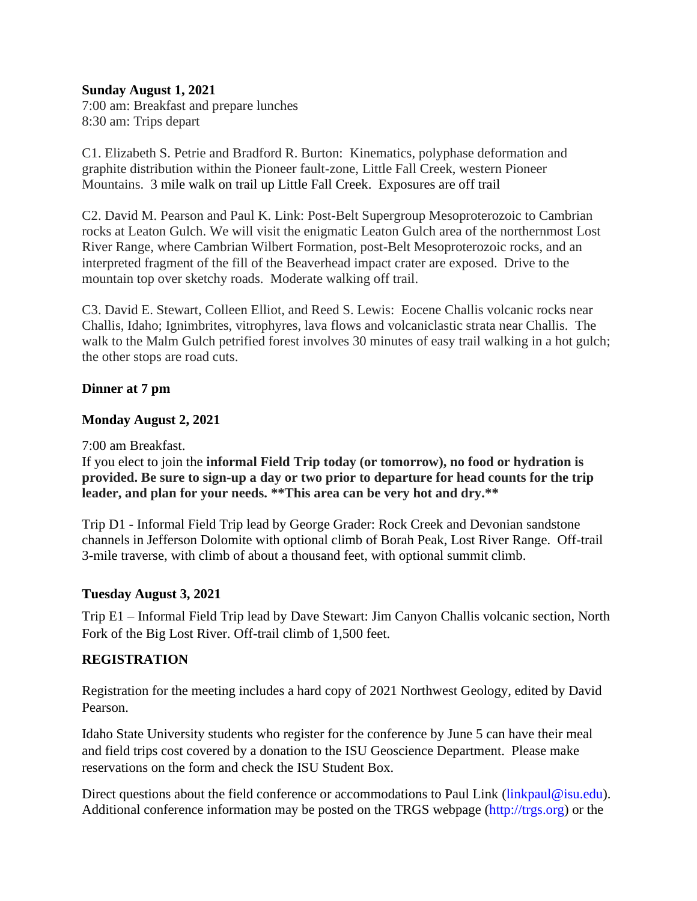**Sunday August 1, 2021**
7:00 am: Breakfast and prepare lunches
8:30 am: Trips depart

C1. Elizabeth S. Petrie and Bradford R. Burton: Kinematics, polyphase deformation and graphite distribution within the Pioneer fault-zone, Little Fall Creek, western Pioneer Mountains. 3 mile walk on trail up Little Fall Creek. Exposures are off trail

C2. David M. Pearson and Paul K. Link: Post-Belt Supergroup Mesoproterozoic to Cambrian rocks at Leaton Gulch. We will visit the enigmatic Leaton Gulch area of the northernmost Lost River Range, where Cambrian Wilbert Formation, post-Belt Mesoproterozoic rocks, and an interpreted fragment of the fill of the Beaverhead impact crater are exposed. Drive to the mountain top over sketchy roads. Moderate walking off trail.

C3. David E. Stewart, Colleen Elliot, and Reed S. Lewis: Eocene Challis volcanic rocks near Challis, Idaho; Ignimbrites, vitrophyres, lava flows and volcaniclastic strata near Challis. The walk to the Malm Gulch petrified forest involves 30 minutes of easy trail walking in a hot gulch; the other stops are road cuts.

**Dinner at 7 pm**

**Monday August 2, 2021**

7:00 am Breakfast.
If you elect to join the **informal Field Trip today (or tomorrow), no food or hydration is provided. Be sure to sign-up a day or two prior to departure for head counts for the trip leader, and plan for your needs. \*\*This area can be very hot and dry.\*\***

Trip D1 - Informal Field Trip lead by George Grader: Rock Creek and Devonian sandstone channels in Jefferson Dolomite with optional climb of Borah Peak, Lost River Range. Off-trail 3-mile traverse, with climb of about a thousand feet, with optional summit climb.

**Tuesday August 3, 2021**

Trip E1 – Informal Field Trip lead by Dave Stewart: Jim Canyon Challis volcanic section, North Fork of the Big Lost River. Off-trail climb of 1,500 feet.

**REGISTRATION**

Registration for the meeting includes a hard copy of 2021 Northwest Geology, edited by David Pearson.

Idaho State University students who register for the conference by June 5 can have their meal and field trips cost covered by a donation to the ISU Geoscience Department. Please make reservations on the form and check the ISU Student Box.

Direct questions about the field conference or accommodations to Paul Link (linkpaul@isu.edu). Additional conference information may be posted on the TRGS webpage (http://trgs.org) or the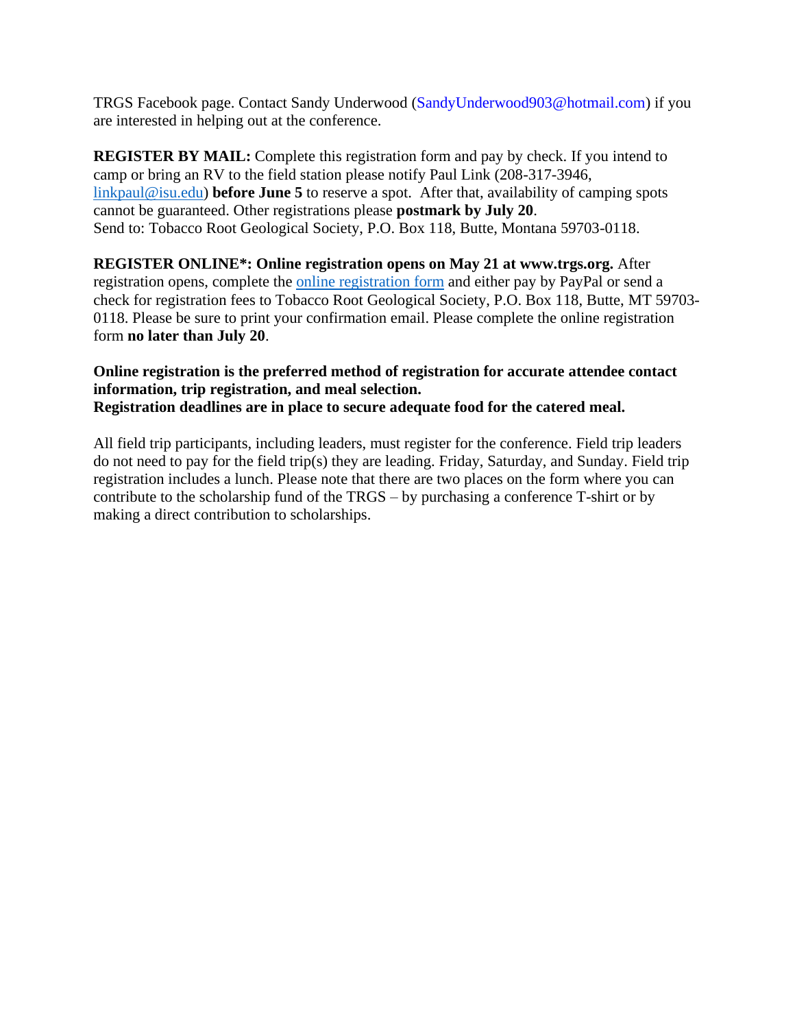TRGS Facebook page. Contact Sandy Underwood (SandyUnderwood903@hotmail.com) if you are interested in helping out at the conference.

**REGISTER BY MAIL:** Complete this registration form and pay by check. If you intend to camp or bring an RV to the field station please notify Paul Link (208-317-3946, linkpaul@isu.edu) **before June 5** to reserve a spot. After that, availability of camping spots cannot be guaranteed. Other registrations please **postmark by July 20**.
Send to: Tobacco Root Geological Society, P.O. Box 118, Butte, Montana 59703-0118.

**REGISTER ONLINE*: Online registration opens on May 21 at www.trgs.org.** After registration opens, complete the [online registration form] and either pay by PayPal or send a check for registration fees to Tobacco Root Geological Society, P.O. Box 118, Butte, MT 59703-0118. Please be sure to print your confirmation email. Please complete the online registration form **no later than July 20**.

**Online registration is the preferred method of registration for accurate attendee contact information, trip registration, and meal selection.**
**Registration deadlines are in place to secure adequate food for the catered meal.**

All field trip participants, including leaders, must register for the conference. Field trip leaders do not need to pay for the field trip(s) they are leading. Friday, Saturday, and Sunday. Field trip registration includes a lunch. Please note that there are two places on the form where you can contribute to the scholarship fund of the TRGS – by purchasing a conference T-shirt or by making a direct contribution to scholarships.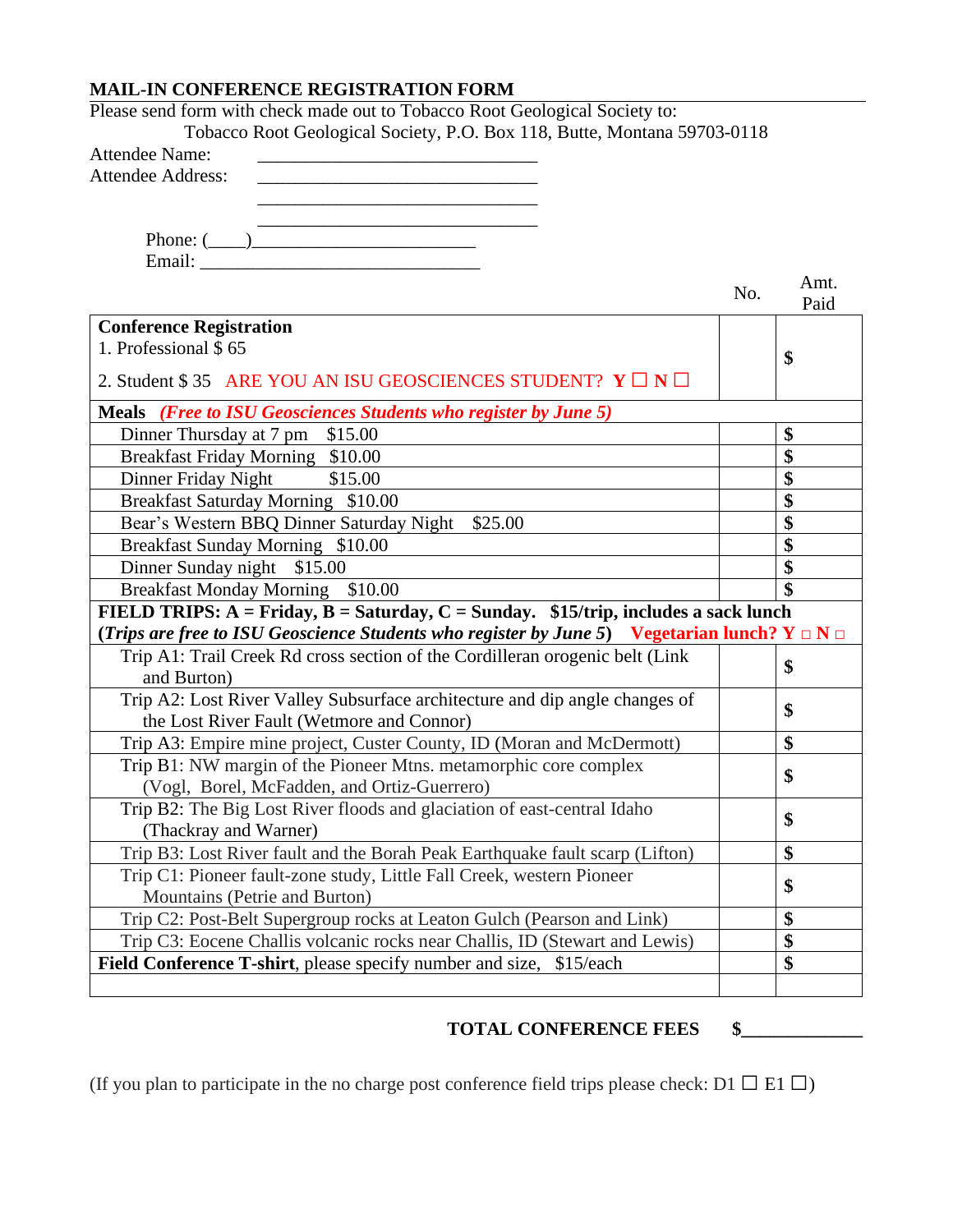## MAIL-IN CONFERENCE REGISTRATION FORM

Please send form with check made out to Tobacco Root Geological Society to:

Tobacco Root Geological Society, P.O. Box 118, Butte, Montana 59703-0118

Attendee Name: ______________________________

Attendee Address: ______________________________

______________________________

______________________________

Phone: (____)______________________

Email: ______________________________

| | No. | Amt. Paid |
|---|---|---|
| **Conference Registration**<br>1. Professional $ 65<br>2. Student $ 35 ARE YOU AN ISU GEOSCIENCES STUDENT? **Y** ☐ **N** ☐ | | **$** |
| **Meals** ***(Free to ISU Geosciences Students who register by June 5)*** | | |
| Dinner Thursday at 7 pm $15.00 | | **$** |
| Breakfast Friday Morning $10.00 | | **$** |
| Dinner Friday Night $15.00 | | **$** |
| Breakfast Saturday Morning $10.00 | | **$** |
| Bear's Western BBQ Dinner Saturday Night $25.00 | | **$** |
| Breakfast Sunday Morning $10.00 | | **$** |
| Dinner Sunday night $15.00 | | **$** |
| Breakfast Monday Morning $10.00 | | **$** |
| **FIELD TRIPS: A = Friday, B = Saturday, C = Sunday. $15/trip, includes a sack lunch (*Trips are free to ISU Geoscience Students who register by June 5*)** **Vegetarian lunch? Y** ☐ **N** ☐ | | |
| Trip A1: Trail Creek Rd cross section of the Cordilleran orogenic belt (Link and Burton) | | **$** |
| Trip A2: Lost River Valley Subsurface architecture and dip angle changes of the Lost River Fault (Wetmore and Connor) | | **$** |
| Trip A3: Empire mine project, Custer County, ID (Moran and McDermott) | | **$** |
| Trip B1: NW margin of the Pioneer Mtns. metamorphic core complex (Vogl, Borel, McFadden, and Ortiz-Guerrero) | | **$** |
| Trip B2: The Big Lost River floods and glaciation of east-central Idaho (Thackray and Warner) | | **$** |
| Trip B3: Lost River fault and the Borah Peak Earthquake fault scarp (Lifton) | | **$** |
| Trip C1: Pioneer fault-zone study, Little Fall Creek, western Pioneer Mountains (Petrie and Burton) | | **$** |
| Trip C2: Post-Belt Supergroup rocks at Leaton Gulch (Pearson and Link) | | **$** |
| Trip C3: Eocene Challis volcanic rocks near Challis, ID (Stewart and Lewis) | | **$** |
| **Field Conference T-shirt**, please specify number and size, $15/each | | **$** |
| | | |

**TOTAL CONFERENCE FEES $____________**

(If you plan to participate in the no charge post conference field trips please check: D1 ☐ E1 ☐)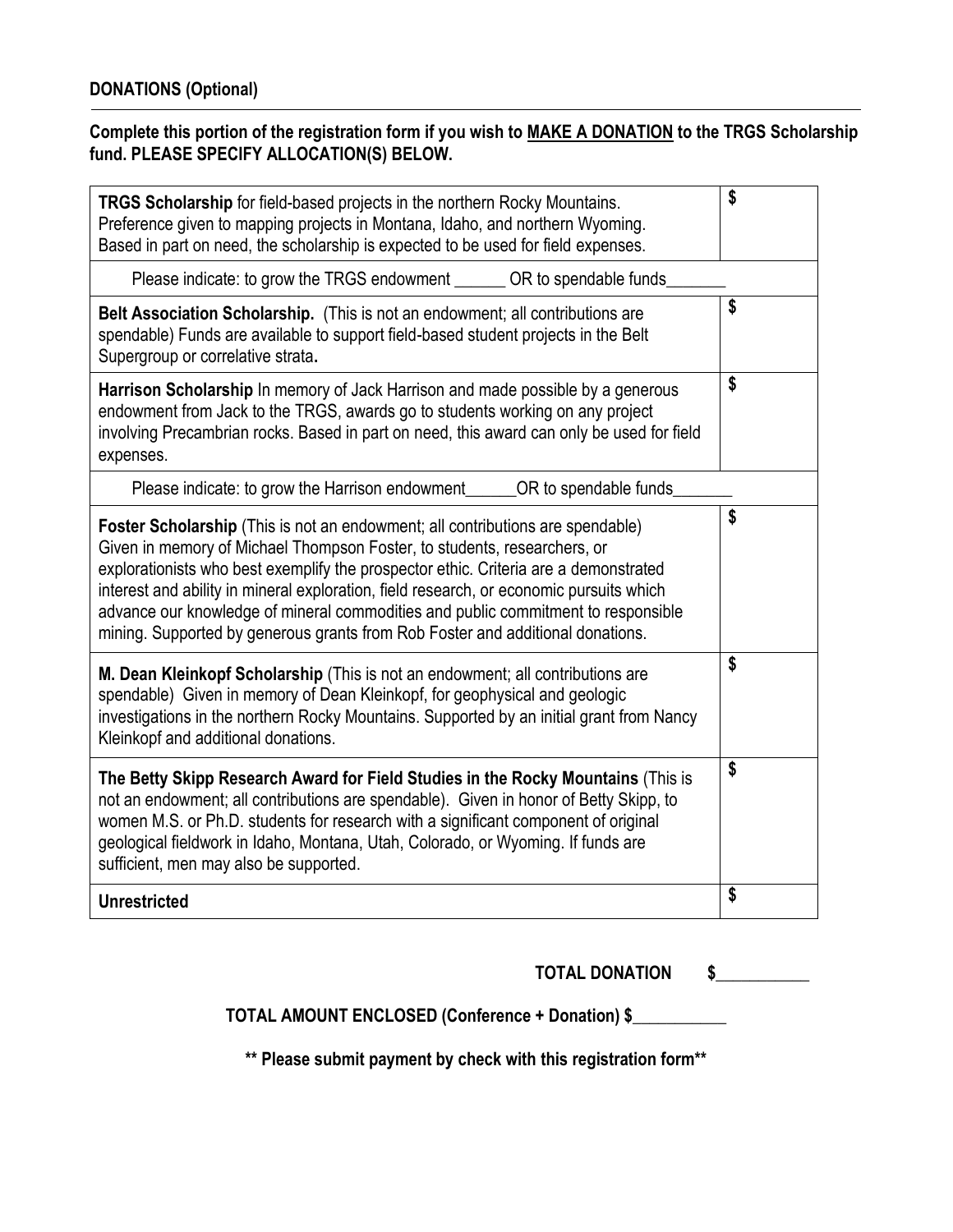**DONATIONS (Optional)**

**Complete this portion of the registration form if you wish to <u>MAKE A DONATION</u> to the TRGS Scholarship fund. PLEASE SPECIFY ALLOCATION(S) BELOW.**

| | |
|---|---|
| **TRGS Scholarship** for field-based projects in the northern Rocky Mountains. Preference given to mapping projects in Montana, Idaho, and northern Wyoming. Based in part on need, the scholarship is expected to be used for field expenses. | $ |
| Please indicate: to grow the TRGS endowment ______ OR to spendable funds_______ | |
| **Belt Association Scholarship.** (This is not an endowment; all contributions are spendable) Funds are available to support field-based student projects in the Belt Supergroup or correlative strata**.** | $ |
| **Harrison Scholarship** In memory of Jack Harrison and made possible by a generous endowment from Jack to the TRGS, awards go to students working on any project involving Precambrian rocks. Based in part on need, this award can only be used for field expenses. | $ |
| Please indicate: to grow the Harrison endowment______OR to spendable funds_______ | |
| **Foster Scholarship** (This is not an endowment; all contributions are spendable) Given in memory of Michael Thompson Foster, to students, researchers, or explorationists who best exemplify the prospector ethic. Criteria are a demonstrated interest and ability in mineral exploration, field research, or economic pursuits which advance our knowledge of mineral commodities and public commitment to responsible mining. Supported by generous grants from Rob Foster and additional donations. | $ |
| **M. Dean Kleinkopf Scholarship** (This is not an endowment; all contributions are spendable) Given in memory of Dean Kleinkopf, for geophysical and geologic investigations in the northern Rocky Mountains. Supported by an initial grant from Nancy Kleinkopf and additional donations. | $ |
| **The Betty Skipp Research Award for Field Studies in the Rocky Mountains** (This is not an endowment; all contributions are spendable). Given in honor of Betty Skipp, to women M.S. or Ph.D. students for research with a significant component of original geological fieldwork in Idaho, Montana, Utah, Colorado, or Wyoming. If funds are sufficient, men may also be supported. | $ |
| **Unrestricted** | $ |

**TOTAL DONATION $___________**

**TOTAL AMOUNT ENCLOSED (Conference + Donation) $___________**

**\*\* Please submit payment by check with this registration form\*\***